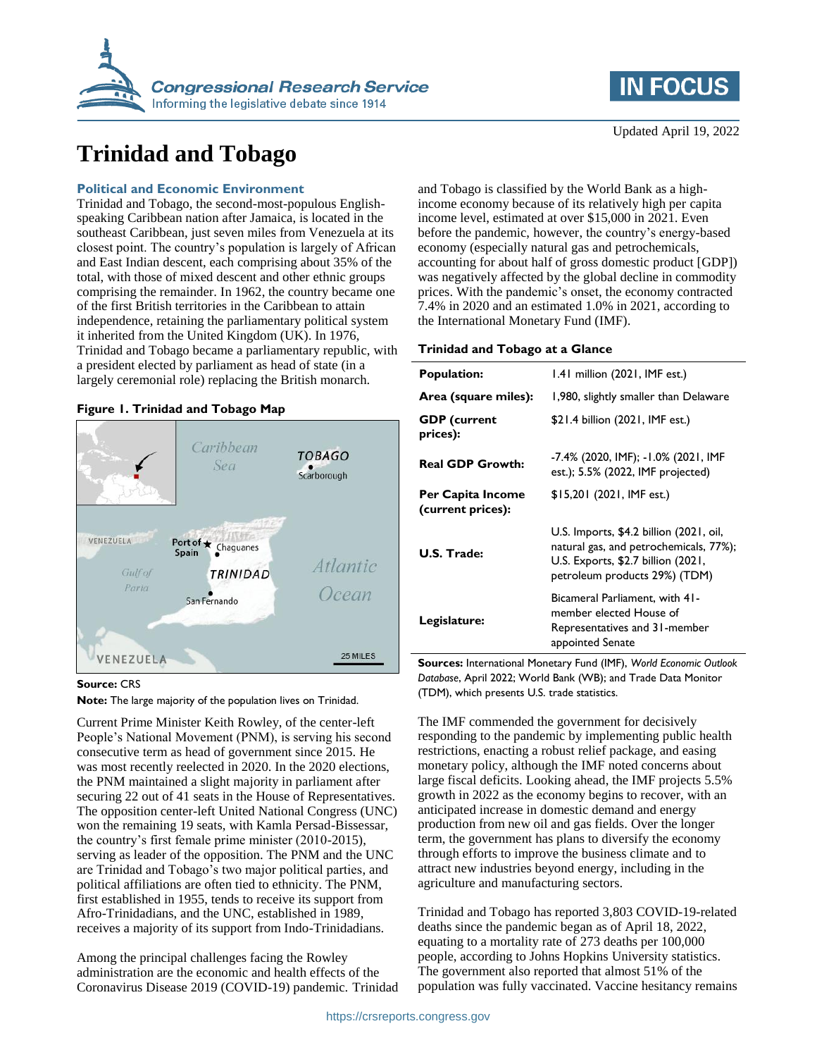# Trinidad and Tobago

Updated April 19, 2022

## Political and Economic Environment

Trinidad and Tobago, the second-most-populous English-speaking Caribbean nation after Jamaica, is located in the southeast Caribbean, just seven miles from Venezuela at its closest point. The country's population is largely of African and East Indian descent, each comprising about 35% of the total, with those of mixed descent and other ethnic groups comprising the remainder. In 1962, the country became one of the first British territories in the Caribbean to attain independence, retaining the parliamentary political system it inherited from the United Kingdom (UK). In 1976, Trinidad and Tobago became a parliamentary republic, with a president elected by parliament as head of state (in a largely ceremonial role) replacing the British monarch.

**Figure 1. Trinidad and Tobago Map**

**Source:** CRS

**Note:** The large majority of the population lives on Trinidad.

Current Prime Minister Keith Rowley, of the center-left People's National Movement (PNM), is serving his second consecutive term as head of government since 2015. He was most recently reelected in 2020. In the 2020 elections, the PNM maintained a slight majority in parliament after securing 22 out of 41 seats in the House of Representatives. The opposition center-left United National Congress (UNC) won the remaining 19 seats, with Kamla Persad-Bissessar, the country's first female prime minister (2010-2015), serving as leader of the opposition. The PNM and the UNC are Trinidad and Tobago's two major political parties, and political affiliations are often tied to ethnicity. The PNM, first established in 1955, tends to receive its support from Afro-Trinidadians, and the UNC, established in 1989, receives a majority of its support from Indo-Trinidadians.

Among the principal challenges facing the Rowley administration are the economic and health effects of the Coronavirus Disease 2019 (COVID-19) pandemic. Trinidad and Tobago is classified by the World Bank as a high-income economy because of its relatively high per capita income level, estimated at over $15,000 in 2021. Even before the pandemic, however, the country's energy-based economy (especially natural gas and petrochemicals, accounting for about half of gross domestic product [GDP]) was negatively affected by the global decline in commodity prices. With the pandemic's onset, the economy contracted 7.4% in 2020 and an estimated 1.0% in 2021, according to the International Monetary Fund (IMF).

**Trinidad and Tobago at a Glance**

| | |
|---|---|
| **Population:** | 1.41 million (2021, IMF est.) |
| **Area (square miles):** | 1,980, slightly smaller than Delaware |
| **GDP (current prices):** | $21.4 billion (2021, IMF est.) |
| **Real GDP Growth:** | -7.4% (2020, IMF); -1.0% (2021, IMF est.); 5.5% (2022, IMF projected) |
| **Per Capita Income (current prices):** | $15,201 (2021, IMF est.) |
| **U.S. Trade:** | U.S. Imports, $4.2 billion (2021, oil, natural gas, and petrochemicals, 77%); U.S. Exports, $2.7 billion (2021, petroleum products 29%) (TDM) |
| **Legislature:** | Bicameral Parliament, with 41-member elected House of Representatives and 31-member appointed Senate |

**Sources:** International Monetary Fund (IMF), *World Economic Outlook Database*, April 2022; World Bank (WB); and Trade Data Monitor (TDM), which presents U.S. trade statistics.

The IMF commended the government for decisively responding to the pandemic by implementing public health restrictions, enacting a robust relief package, and easing monetary policy, although the IMF noted concerns about large fiscal deficits. Looking ahead, the IMF projects 5.5% growth in 2022 as the economy begins to recover, with an anticipated increase in domestic demand and energy production from new oil and gas fields. Over the longer term, the government has plans to diversify the economy through efforts to improve the business climate and to attract new industries beyond energy, including in the agriculture and manufacturing sectors.

Trinidad and Tobago has reported 3,803 COVID-19-related deaths since the pandemic began as of April 18, 2022, equating to a mortality rate of 273 deaths per 100,000 people, according to Johns Hopkins University statistics. The government also reported that almost 51% of the population was fully vaccinated. Vaccine hesitancy remains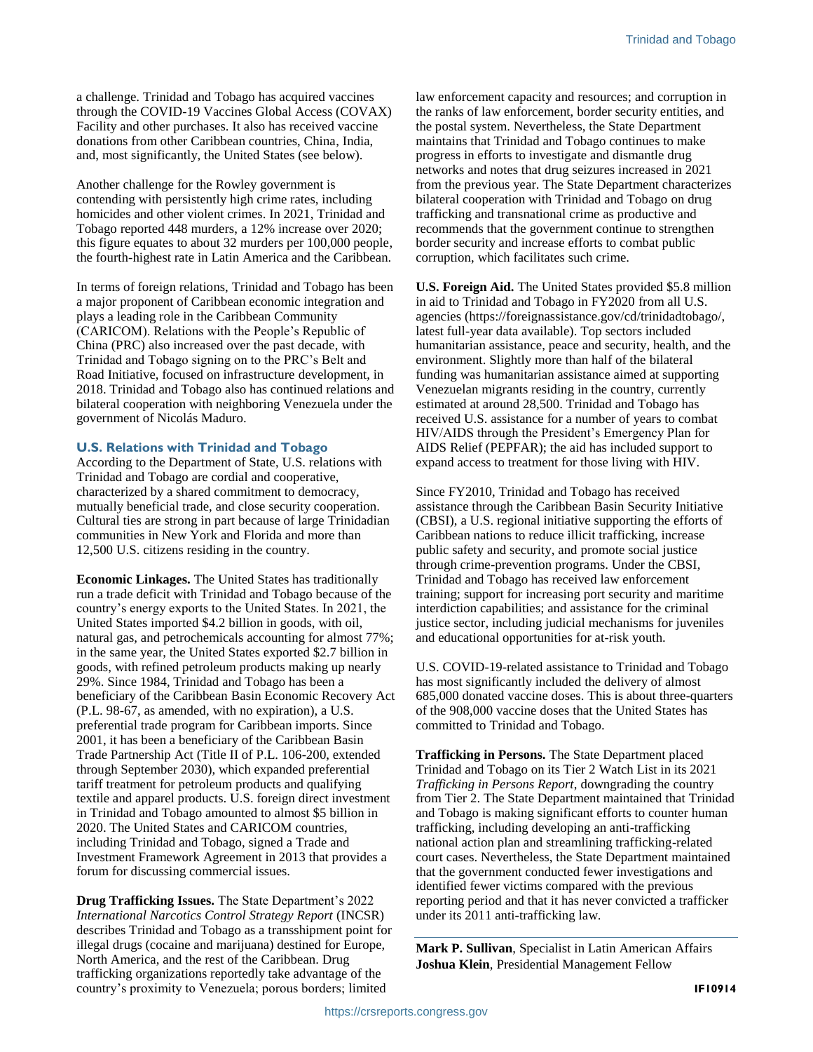a challenge. Trinidad and Tobago has acquired vaccines through the COVID-19 Vaccines Global Access (COVAX) Facility and other purchases. It also has received vaccine donations from other Caribbean countries, China, India, and, most significantly, the United States (see below).

Another challenge for the Rowley government is contending with persistently high crime rates, including homicides and other violent crimes. In 2021, Trinidad and Tobago reported 448 murders, a 12% increase over 2020; this figure equates to about 32 murders per 100,000 people, the fourth-highest rate in Latin America and the Caribbean.

In terms of foreign relations, Trinidad and Tobago has been a major proponent of Caribbean economic integration and plays a leading role in the Caribbean Community (CARICOM). Relations with the People's Republic of China (PRC) also increased over the past decade, with Trinidad and Tobago signing on to the PRC's Belt and Road Initiative, focused on infrastructure development, in 2018. Trinidad and Tobago also has continued relations and bilateral cooperation with neighboring Venezuela under the government of Nicolás Maduro.

## U.S. Relations with Trinidad and Tobago

According to the Department of State, U.S. relations with Trinidad and Tobago are cordial and cooperative, characterized by a shared commitment to democracy, mutually beneficial trade, and close security cooperation. Cultural ties are strong in part because of large Trinidadian communities in New York and Florida and more than 12,500 U.S. citizens residing in the country.

**Economic Linkages.** The United States has traditionally run a trade deficit with Trinidad and Tobago because of the country's energy exports to the United States. In 2021, the United States imported $4.2 billion in goods, with oil, natural gas, and petrochemicals accounting for almost 77%; in the same year, the United States exported $2.7 billion in goods, with refined petroleum products making up nearly 29%. Since 1984, Trinidad and Tobago has been a beneficiary of the Caribbean Basin Economic Recovery Act (P.L. 98-67, as amended, with no expiration), a U.S. preferential trade program for Caribbean imports. Since 2001, it has been a beneficiary of the Caribbean Basin Trade Partnership Act (Title II of P.L. 106-200, extended through September 2030), which expanded preferential tariff treatment for petroleum products and qualifying textile and apparel products. U.S. foreign direct investment in Trinidad and Tobago amounted to almost $5 billion in 2020. The United States and CARICOM countries, including Trinidad and Tobago, signed a Trade and Investment Framework Agreement in 2013 that provides a forum for discussing commercial issues.

**Drug Trafficking Issues.** The State Department's 2022 *International Narcotics Control Strategy Report* (INCSR) describes Trinidad and Tobago as a transshipment point for illegal drugs (cocaine and marijuana) destined for Europe, North America, and the rest of the Caribbean. Drug trafficking organizations reportedly take advantage of the country's proximity to Venezuela; porous borders; limited law enforcement capacity and resources; and corruption in the ranks of law enforcement, border security entities, and the postal system. Nevertheless, the State Department maintains that Trinidad and Tobago continues to make progress in efforts to investigate and dismantle drug networks and notes that drug seizures increased in 2021 from the previous year. The State Department characterizes bilateral cooperation with Trinidad and Tobago on drug trafficking and transnational crime as productive and recommends that the government continue to strengthen border security and increase efforts to combat public corruption, which facilitates such crime.

**U.S. Foreign Aid.** The United States provided $5.8 million in aid to Trinidad and Tobago in FY2020 from all U.S. agencies (https://foreignassistance.gov/cd/trinidadtobago/, latest full-year data available). Top sectors included humanitarian assistance, peace and security, health, and the environment. Slightly more than half of the bilateral funding was humanitarian assistance aimed at supporting Venezuelan migrants residing in the country, currently estimated at around 28,500. Trinidad and Tobago has received U.S. assistance for a number of years to combat HIV/AIDS through the President's Emergency Plan for AIDS Relief (PEPFAR); the aid has included support to expand access to treatment for those living with HIV.

Since FY2010, Trinidad and Tobago has received assistance through the Caribbean Basin Security Initiative (CBSI), a U.S. regional initiative supporting the efforts of Caribbean nations to reduce illicit trafficking, increase public safety and security, and promote social justice through crime-prevention programs. Under the CBSI, Trinidad and Tobago has received law enforcement training; support for increasing port security and maritime interdiction capabilities; and assistance for the criminal justice sector, including judicial mechanisms for juveniles and educational opportunities for at-risk youth.

U.S. COVID-19-related assistance to Trinidad and Tobago has most significantly included the delivery of almost 685,000 donated vaccine doses. This is about three-quarters of the 908,000 vaccine doses that the United States has committed to Trinidad and Tobago.

**Trafficking in Persons.** The State Department placed Trinidad and Tobago on its Tier 2 Watch List in its 2021 *Trafficking in Persons Report*, downgrading the country from Tier 2. The State Department maintained that Trinidad and Tobago is making significant efforts to counter human trafficking, including developing an anti-trafficking national action plan and streamlining trafficking-related court cases. Nevertheless, the State Department maintained that the government conducted fewer investigations and identified fewer victims compared with the previous reporting period and that it has never convicted a trafficker under its 2011 anti-trafficking law.

---

**Mark P. Sullivan**, Specialist in Latin American Affairs
**Joshua Klein**, Presidential Management Fellow

IF10914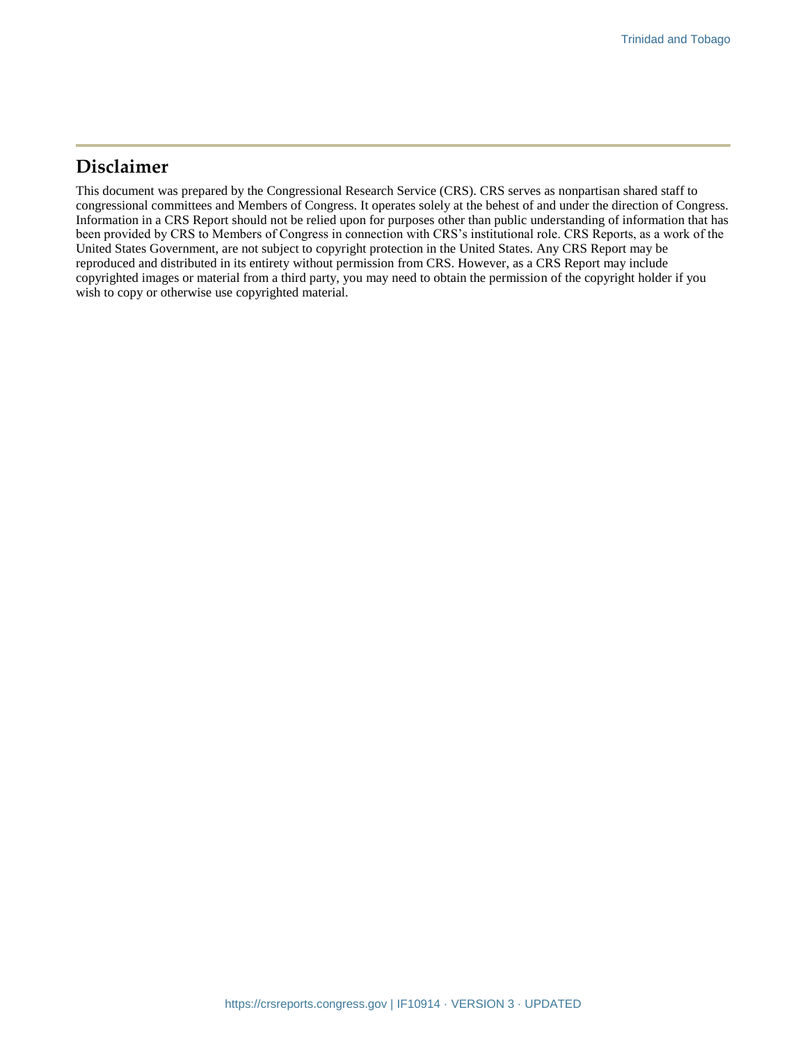## Disclaimer

This document was prepared by the Congressional Research Service (CRS). CRS serves as nonpartisan shared staff to congressional committees and Members of Congress. It operates solely at the behest of and under the direction of Congress. Information in a CRS Report should not be relied upon for purposes other than public understanding of information that has been provided by CRS to Members of Congress in connection with CRS's institutional role. CRS Reports, as a work of the United States Government, are not subject to copyright protection in the United States. Any CRS Report may be reproduced and distributed in its entirety without permission from CRS. However, as a CRS Report may include copyrighted images or material from a third party, you may need to obtain the permission of the copyright holder if you wish to copy or otherwise use copyrighted material.